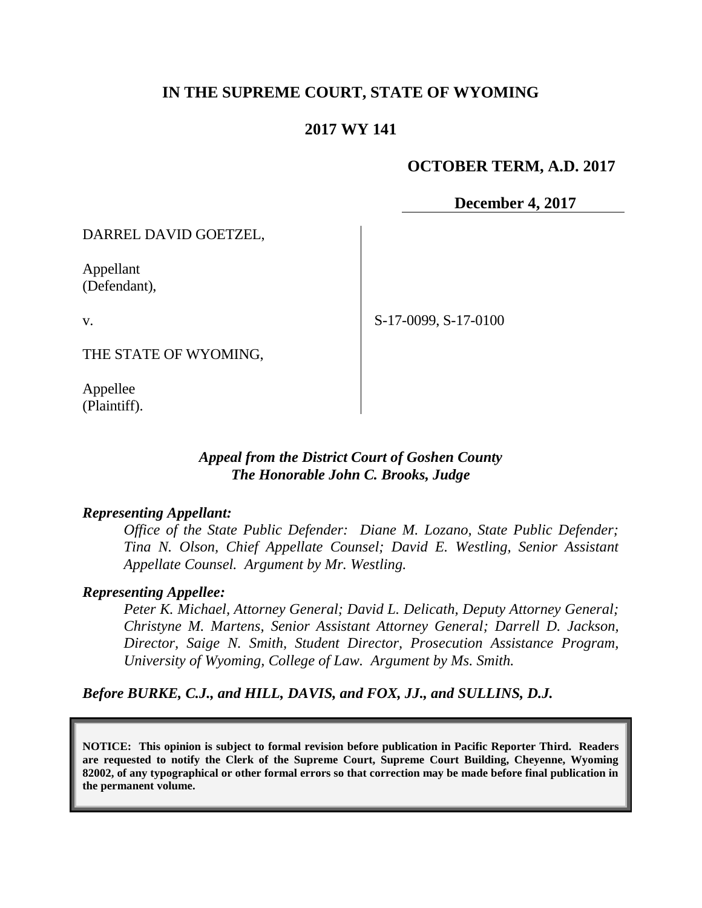# IN THE SUPREME COURT, STATE OF WYOMING

## 2017 WY 141

**OCTOBER TERM, A.D. 2017**

**December 4, 2017**

DARREL DAVID GOETZEL,

Appellant
(Defendant),

v.

THE STATE OF WYOMING,

Appellee
(Plaintiff).

S-17-0099, S-17-0100

***Appeal from the District Court of Goshen County***
***The Honorable John C. Brooks, Judge***

***Representing Appellant:***

*Office of the State Public Defender: Diane M. Lozano, State Public Defender; Tina N. Olson, Chief Appellate Counsel; David E. Westling, Senior Assistant Appellate Counsel. Argument by Mr. Westling.*

***Representing Appellee:***

*Peter K. Michael, Attorney General; David L. Delicath, Deputy Attorney General; Christyne M. Martens, Senior Assistant Attorney General; Darrell D. Jackson, Director, Saige N. Smith, Student Director, Prosecution Assistance Program, University of Wyoming, College of Law. Argument by Ms. Smith.*

***Before BURKE, C.J., and HILL, DAVIS, and FOX, JJ., and SULLINS, D.J.***

**NOTICE: This opinion is subject to formal revision before publication in Pacific Reporter Third. Readers are requested to notify the Clerk of the Supreme Court, Supreme Court Building, Cheyenne, Wyoming 82002, of any typographical or other formal errors so that correction may be made before final publication in the permanent volume.**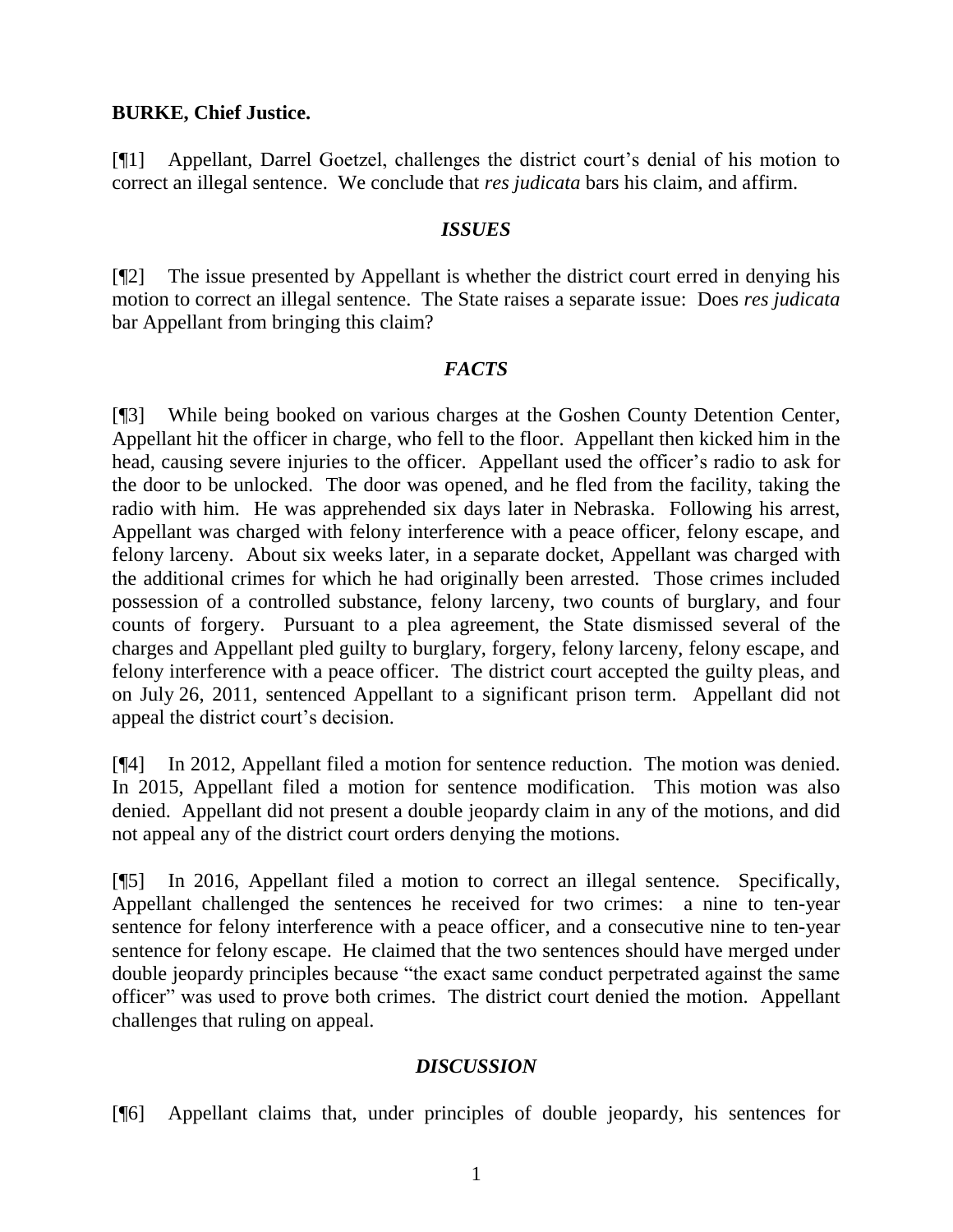**BURKE, Chief Justice.**

[¶1] Appellant, Darrel Goetzel, challenges the district court's denial of his motion to correct an illegal sentence. We conclude that *res judicata* bars his claim, and affirm.

### *ISSUES*

[¶2] The issue presented by Appellant is whether the district court erred in denying his motion to correct an illegal sentence. The State raises a separate issue: Does *res judicata* bar Appellant from bringing this claim?

### *FACTS*

[¶3] While being booked on various charges at the Goshen County Detention Center, Appellant hit the officer in charge, who fell to the floor. Appellant then kicked him in the head, causing severe injuries to the officer. Appellant used the officer's radio to ask for the door to be unlocked. The door was opened, and he fled from the facility, taking the radio with him. He was apprehended six days later in Nebraska. Following his arrest, Appellant was charged with felony interference with a peace officer, felony escape, and felony larceny. About six weeks later, in a separate docket, Appellant was charged with the additional crimes for which he had originally been arrested. Those crimes included possession of a controlled substance, felony larceny, two counts of burglary, and four counts of forgery. Pursuant to a plea agreement, the State dismissed several of the charges and Appellant pled guilty to burglary, forgery, felony larceny, felony escape, and felony interference with a peace officer. The district court accepted the guilty pleas, and on July 26, 2011, sentenced Appellant to a significant prison term. Appellant did not appeal the district court's decision.

[¶4] In 2012, Appellant filed a motion for sentence reduction. The motion was denied. In 2015, Appellant filed a motion for sentence modification. This motion was also denied. Appellant did not present a double jeopardy claim in any of the motions, and did not appeal any of the district court orders denying the motions.

[¶5] In 2016, Appellant filed a motion to correct an illegal sentence. Specifically, Appellant challenged the sentences he received for two crimes: a nine to ten-year sentence for felony interference with a peace officer, and a consecutive nine to ten-year sentence for felony escape. He claimed that the two sentences should have merged under double jeopardy principles because "the exact same conduct perpetrated against the same officer" was used to prove both crimes. The district court denied the motion. Appellant challenges that ruling on appeal.

### *DISCUSSION*

[¶6] Appellant claims that, under principles of double jeopardy, his sentences for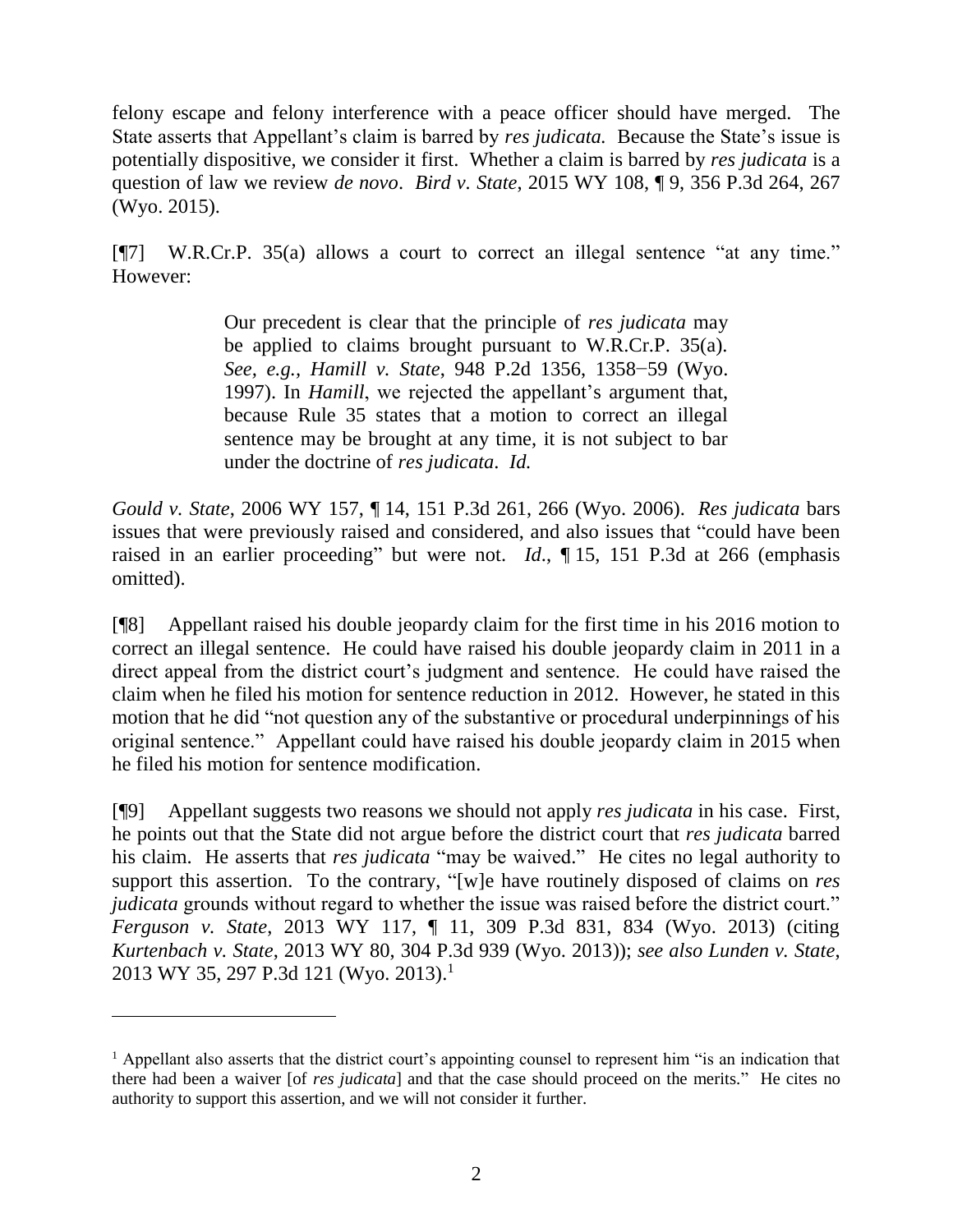felony escape and felony interference with a peace officer should have merged. The State asserts that Appellant's claim is barred by *res judicata.* Because the State's issue is potentially dispositive, we consider it first. Whether a claim is barred by *res judicata* is a question of law we review *de novo*. *Bird v. State*, 2015 WY 108, ¶ 9, 356 P.3d 264, 267 (Wyo. 2015).

[¶7] W.R.Cr.P. 35(a) allows a court to correct an illegal sentence "at any time." However:

> Our precedent is clear that the principle of *res judicata* may be applied to claims brought pursuant to W.R.Cr.P. 35(a). *See, e.g., Hamill v. State*, 948 P.2d 1356, 1358−59 (Wyo. 1997). In *Hamill*, we rejected the appellant's argument that, because Rule 35 states that a motion to correct an illegal sentence may be brought at any time, it is not subject to bar under the doctrine of *res judicata*. *Id.*

*Gould v. State*, 2006 WY 157, ¶ 14, 151 P.3d 261, 266 (Wyo. 2006). *Res judicata* bars issues that were previously raised and considered, and also issues that "could have been raised in an earlier proceeding" but were not. *Id.*, ¶ 15, 151 P.3d at 266 (emphasis omitted).

[¶8] Appellant raised his double jeopardy claim for the first time in his 2016 motion to correct an illegal sentence. He could have raised his double jeopardy claim in 2011 in a direct appeal from the district court's judgment and sentence. He could have raised the claim when he filed his motion for sentence reduction in 2012. However, he stated in this motion that he did "not question any of the substantive or procedural underpinnings of his original sentence." Appellant could have raised his double jeopardy claim in 2015 when he filed his motion for sentence modification.

[¶9] Appellant suggests two reasons we should not apply *res judicata* in his case. First, he points out that the State did not argue before the district court that *res judicata* barred his claim. He asserts that *res judicata* "may be waived." He cites no legal authority to support this assertion. To the contrary, "[w]e have routinely disposed of claims on *res judicata* grounds without regard to whether the issue was raised before the district court." *Ferguson v. State*, 2013 WY 117, ¶ 11, 309 P.3d 831, 834 (Wyo. 2013) (citing *Kurtenbach v. State*, 2013 WY 80, 304 P.3d 939 (Wyo. 2013)); *see also Lunden v. State*, 2013 WY 35, 297 P.3d 121 (Wyo. 2013).[1]

---

[1] Appellant also asserts that the district court's appointing counsel to represent him "is an indication that there had been a waiver [of *res judicata*] and that the case should proceed on the merits." He cites no authority to support this assertion, and we will not consider it further.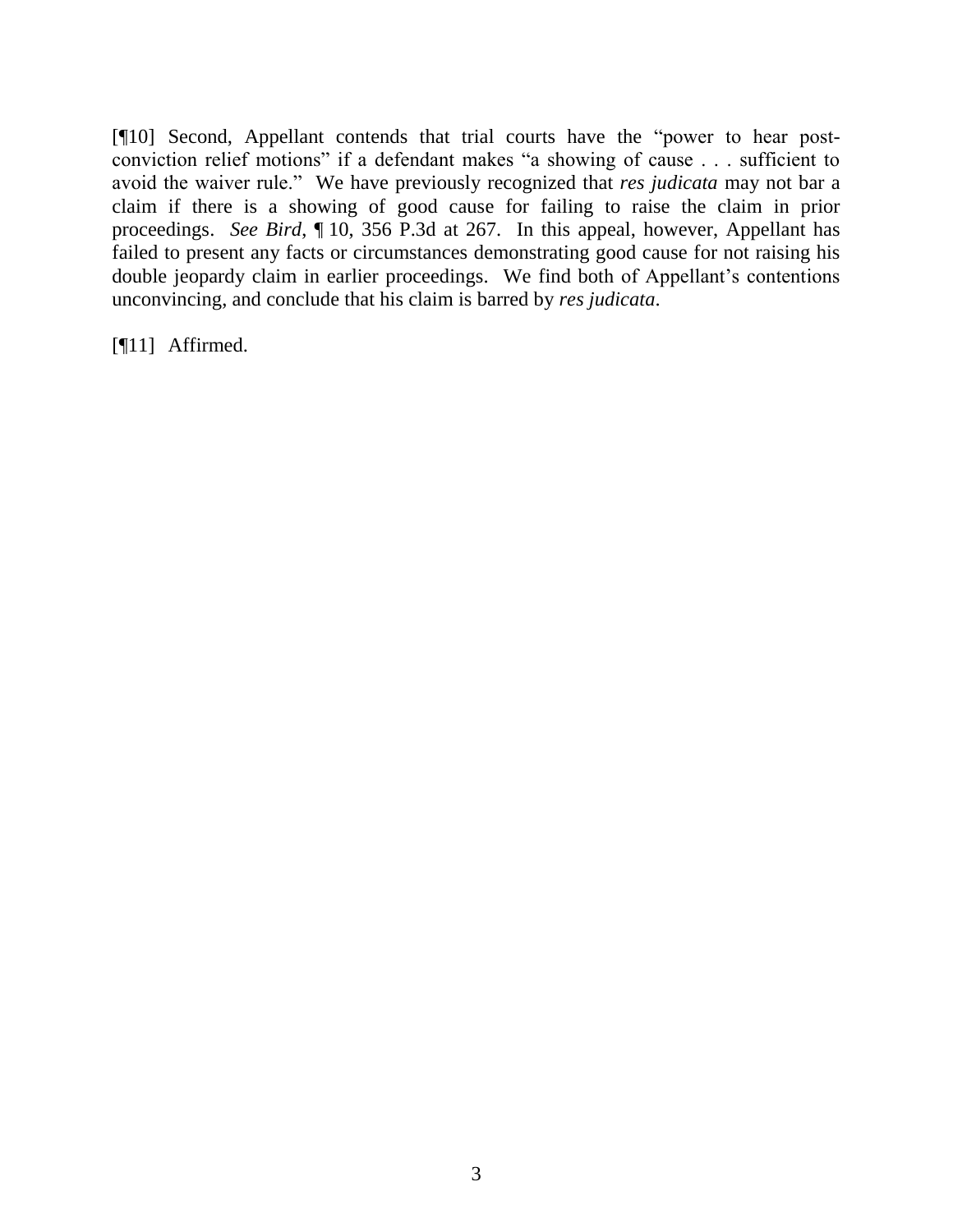[¶10] Second, Appellant contends that trial courts have the "power to hear post-conviction relief motions" if a defendant makes "a showing of cause . . . sufficient to avoid the waiver rule." We have previously recognized that *res judicata* may not bar a claim if there is a showing of good cause for failing to raise the claim in prior proceedings. *See Bird*, ¶ 10, 356 P.3d at 267. In this appeal, however, Appellant has failed to present any facts or circumstances demonstrating good cause for not raising his double jeopardy claim in earlier proceedings. We find both of Appellant's contentions unconvincing, and conclude that his claim is barred by *res judicata*.

[¶11] Affirmed.